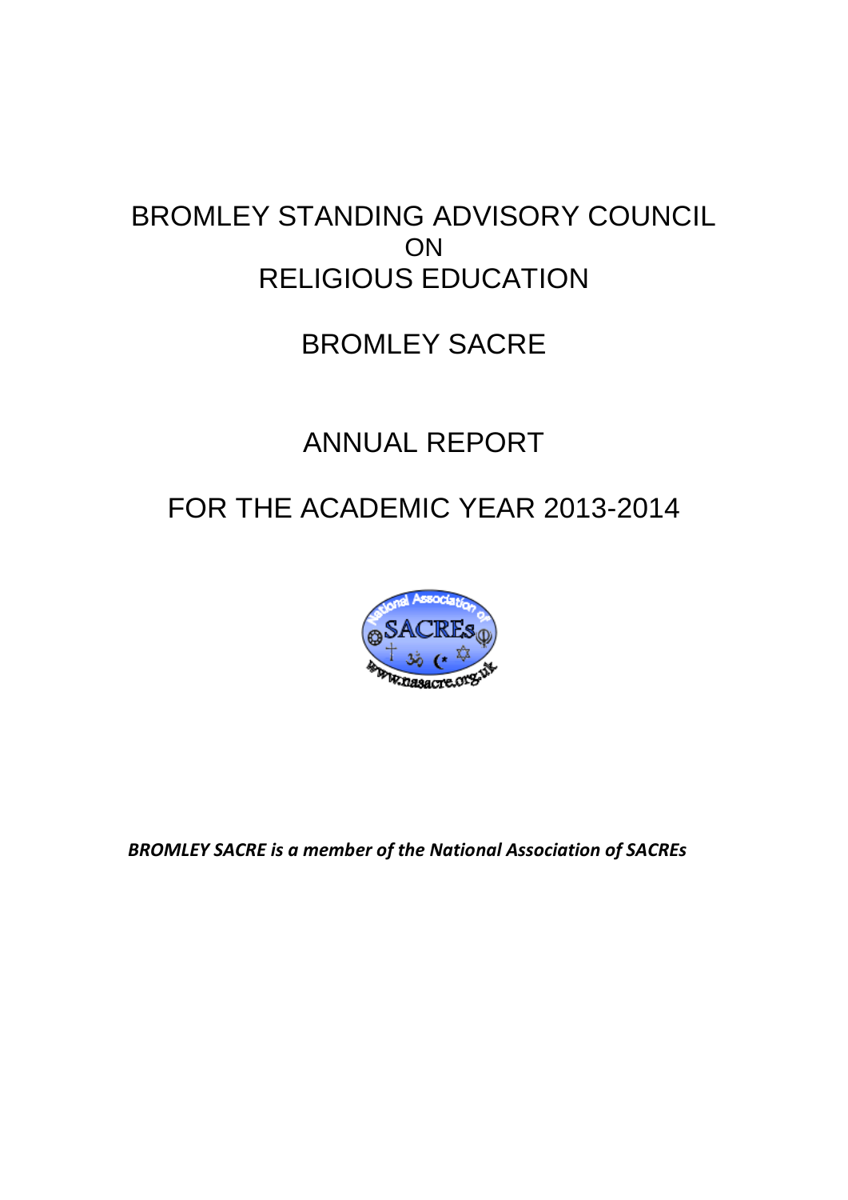# BROMLEY STANDING ADVISORY COUNCIL ON RELIGIOUS EDUCATION

# BROMLEY SACRE

# ANNUAL REPORT

# FOR THE ACADEMIC YEAR 2013-2014

***BROMLEY SACRE is a member of the National Association of SACREs***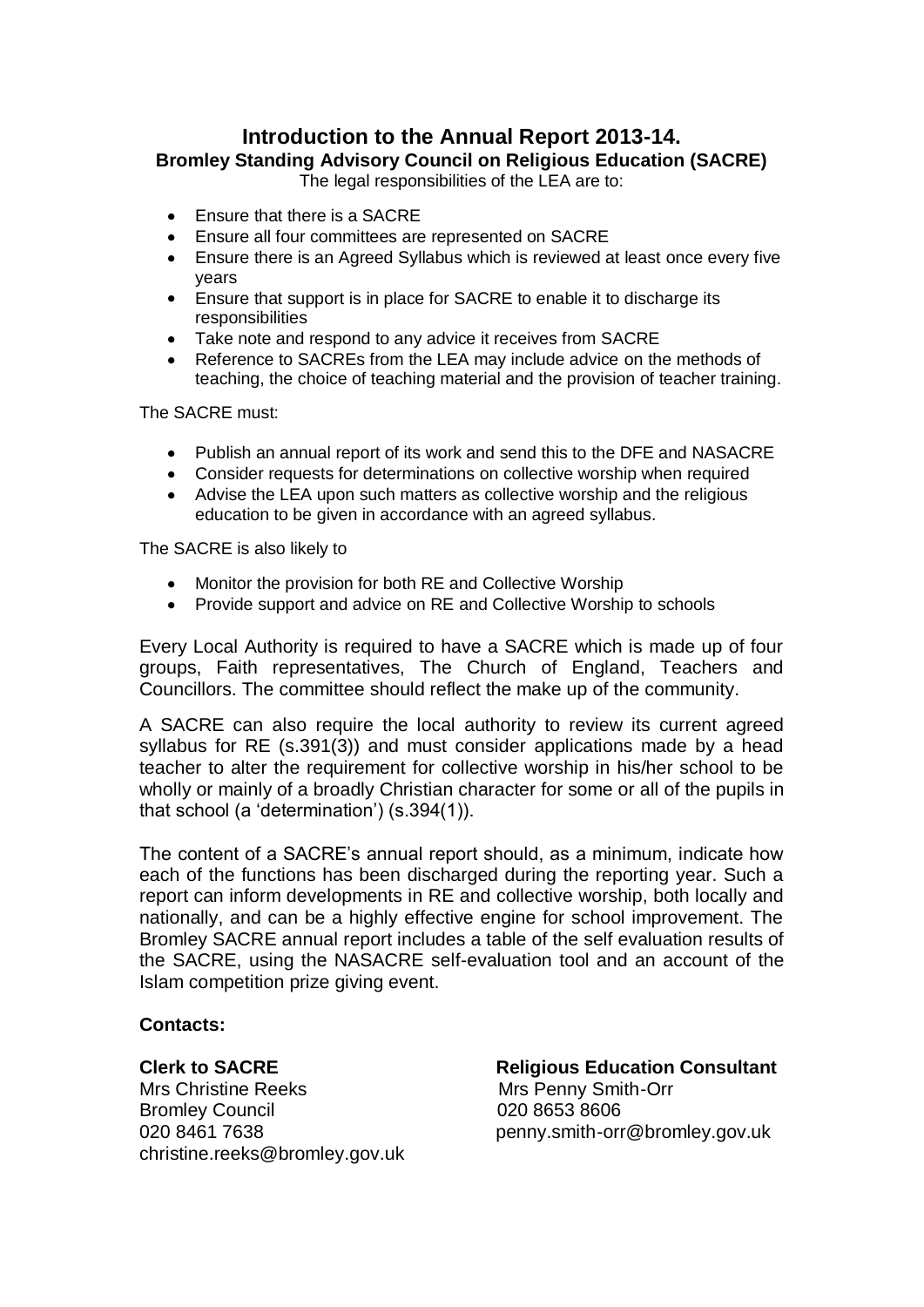# Introduction to the Annual Report 2013-14.

## Bromley Standing Advisory Council on Religious Education (SACRE)

The legal responsibilities of the LEA are to:

- Ensure that there is a SACRE
- Ensure all four committees are represented on SACRE
- Ensure there is an Agreed Syllabus which is reviewed at least once every five years
- Ensure that support is in place for SACRE to enable it to discharge its responsibilities
- Take note and respond to any advice it receives from SACRE
- Reference to SACREs from the LEA may include advice on the methods of teaching, the choice of teaching material and the provision of teacher training.

The SACRE must:

- Publish an annual report of its work and send this to the DFE and NASACRE
- Consider requests for determinations on collective worship when required
- Advise the LEA upon such matters as collective worship and the religious education to be given in accordance with an agreed syllabus.

The SACRE is also likely to

- Monitor the provision for both RE and Collective Worship
- Provide support and advice on RE and Collective Worship to schools

Every Local Authority is required to have a SACRE which is made up of four groups, Faith representatives, The Church of England, Teachers and Councillors. The committee should reflect the make up of the community.

A SACRE can also require the local authority to review its current agreed syllabus for RE (s.391(3)) and must consider applications made by a head teacher to alter the requirement for collective worship in his/her school to be wholly or mainly of a broadly Christian character for some or all of the pupils in that school (a 'determination') (s.394(1)).

The content of a SACRE's annual report should, as a minimum, indicate how each of the functions has been discharged during the reporting year. Such a report can inform developments in RE and collective worship, both locally and nationally, and can be a highly effective engine for school improvement. The Bromley SACRE annual report includes a table of the self evaluation results of the SACRE, using the NASACRE self-evaluation tool and an account of the Islam competition prize giving event.

**Contacts:**

**Clerk to SACRE**
Mrs Christine Reeks
Bromley Council
020 8461 7638
christine.reeks@bromley.gov.uk

**Religious Education Consultant**
Mrs Penny Smith-Orr
020 8653 8606
penny.smith-orr@bromley.gov.uk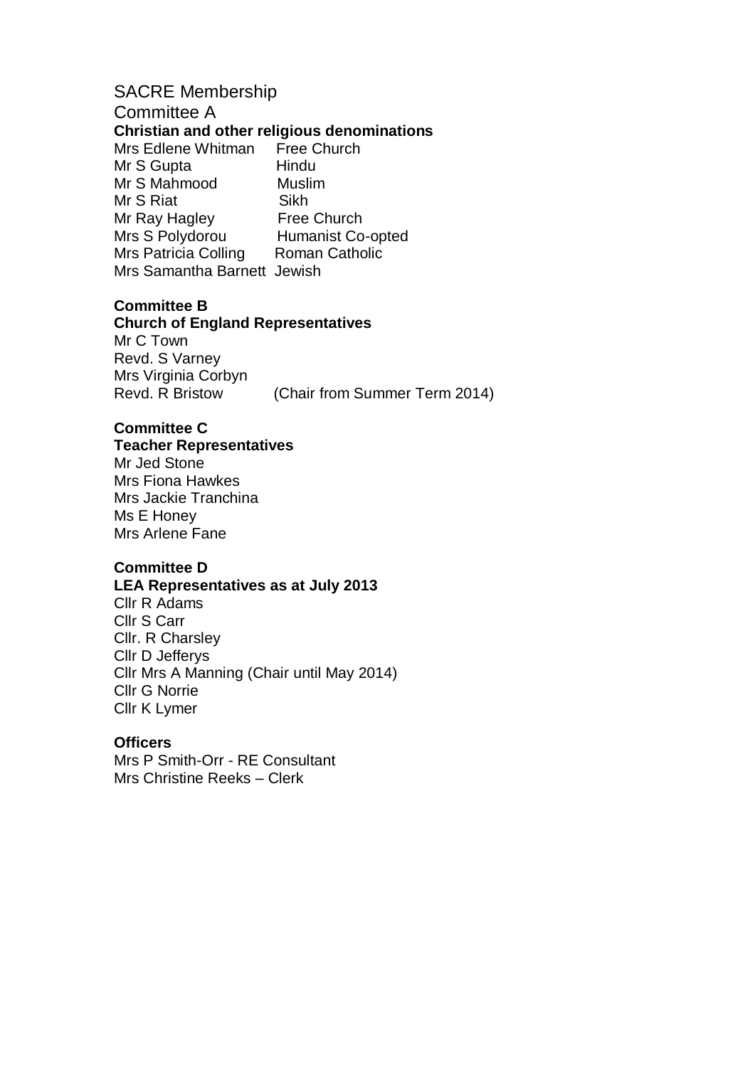# SACRE Membership

## Committee A

**Christian and other religious denominations**

| Name | Denomination |
| --- | --- |
| Mrs Edlene Whitman | Free Church |
| Mr S Gupta | Hindu |
| Mr S Mahmood | Muslim |
| Mr S Riat | Sikh |
| Mr Ray Hagley | Free Church |
| Mrs S Polydorou | Humanist Co-opted |
| Mrs Patricia Colling | Roman Catholic |
| Mrs Samantha Barnett | Jewish |

**Committee B**

**Church of England Representatives**

Mr C Town
Revd. S Varney
Mrs Virginia Corbyn
Revd. R Bristow (Chair from Summer Term 2014)

**Committee C**

**Teacher Representatives**

Mr Jed Stone
Mrs Fiona Hawkes
Mrs Jackie Tranchina
Ms E Honey
Mrs Arlene Fane

**Committee D**

**LEA Representatives as at July 2013**

Cllr R Adams
Cllr S Carr
Cllr. R Charsley
Cllr D Jefferys
Cllr Mrs A Manning (Chair until May 2014)
Cllr G Norrie
Cllr K Lymer

**Officers**

Mrs P Smith-Orr - RE Consultant
Mrs Christine Reeks – Clerk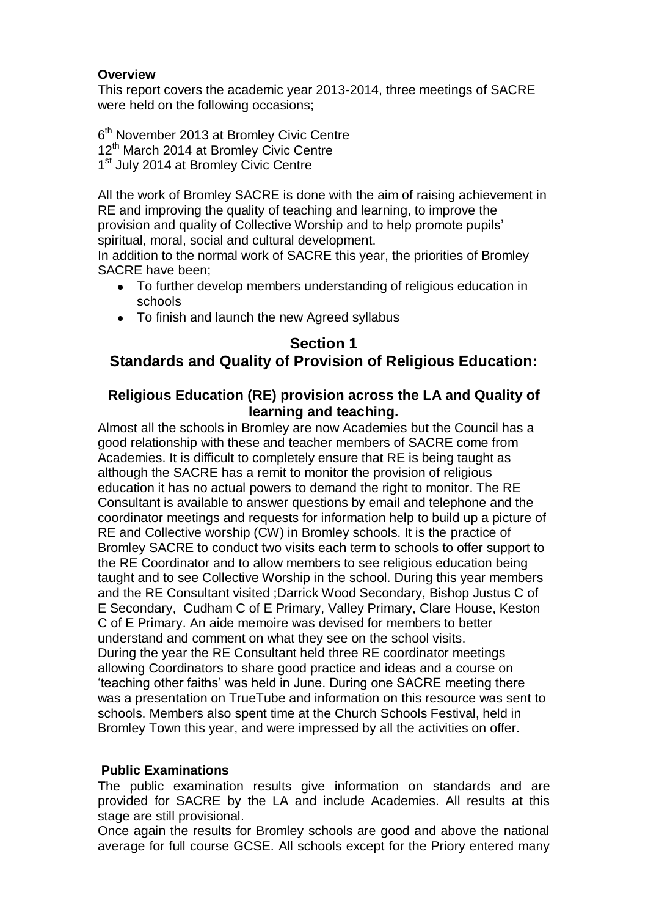**Overview**

This report covers the academic year 2013-2014, three meetings of SACRE were held on the following occasions;

6th November 2013 at Bromley Civic Centre
12th March 2014 at Bromley Civic Centre
1st July 2014 at Bromley Civic Centre

All the work of Bromley SACRE is done with the aim of raising achievement in RE and improving the quality of teaching and learning, to improve the provision and quality of Collective Worship and to help promote pupils' spiritual, moral, social and cultural development.
In addition to the normal work of SACRE this year, the priorities of Bromley SACRE have been;

- To further develop members understanding of religious education in schools
- To finish and launch the new Agreed syllabus

## Section 1
## Standards and Quality of Provision of Religious Education:

### Religious Education (RE) provision across the LA and Quality of learning and teaching.

Almost all the schools in Bromley are now Academies but the Council has a good relationship with these and teacher members of SACRE come from Academies. It is difficult to completely ensure that RE is being taught as although the SACRE has a remit to monitor the provision of religious education it has no actual powers to demand the right to monitor. The RE Consultant is available to answer questions by email and telephone and the coordinator meetings and requests for information help to build up a picture of RE and Collective worship (CW) in Bromley schools. It is the practice of Bromley SACRE to conduct two visits each term to schools to offer support to the RE Coordinator and to allow members to see religious education being taught and to see Collective Worship in the school. During this year members and the RE Consultant visited ;Darrick Wood Secondary, Bishop Justus C of E Secondary, Cudham C of E Primary, Valley Primary, Clare House, Keston C of E Primary. An aide memoire was devised for members to better understand and comment on what they see on the school visits.
During the year the RE Consultant held three RE coordinator meetings allowing Coordinators to share good practice and ideas and a course on 'teaching other faiths' was held in June. During one SACRE meeting there was a presentation on TrueTube and information on this resource was sent to schools. Members also spent time at the Church Schools Festival, held in Bromley Town this year, and were impressed by all the activities on offer.

**Public Examinations**

The public examination results give information on standards and are provided for SACRE by the LA and include Academies. All results at this stage are still provisional.
Once again the results for Bromley schools are good and above the national average for full course GCSE. All schools except for the Priory entered many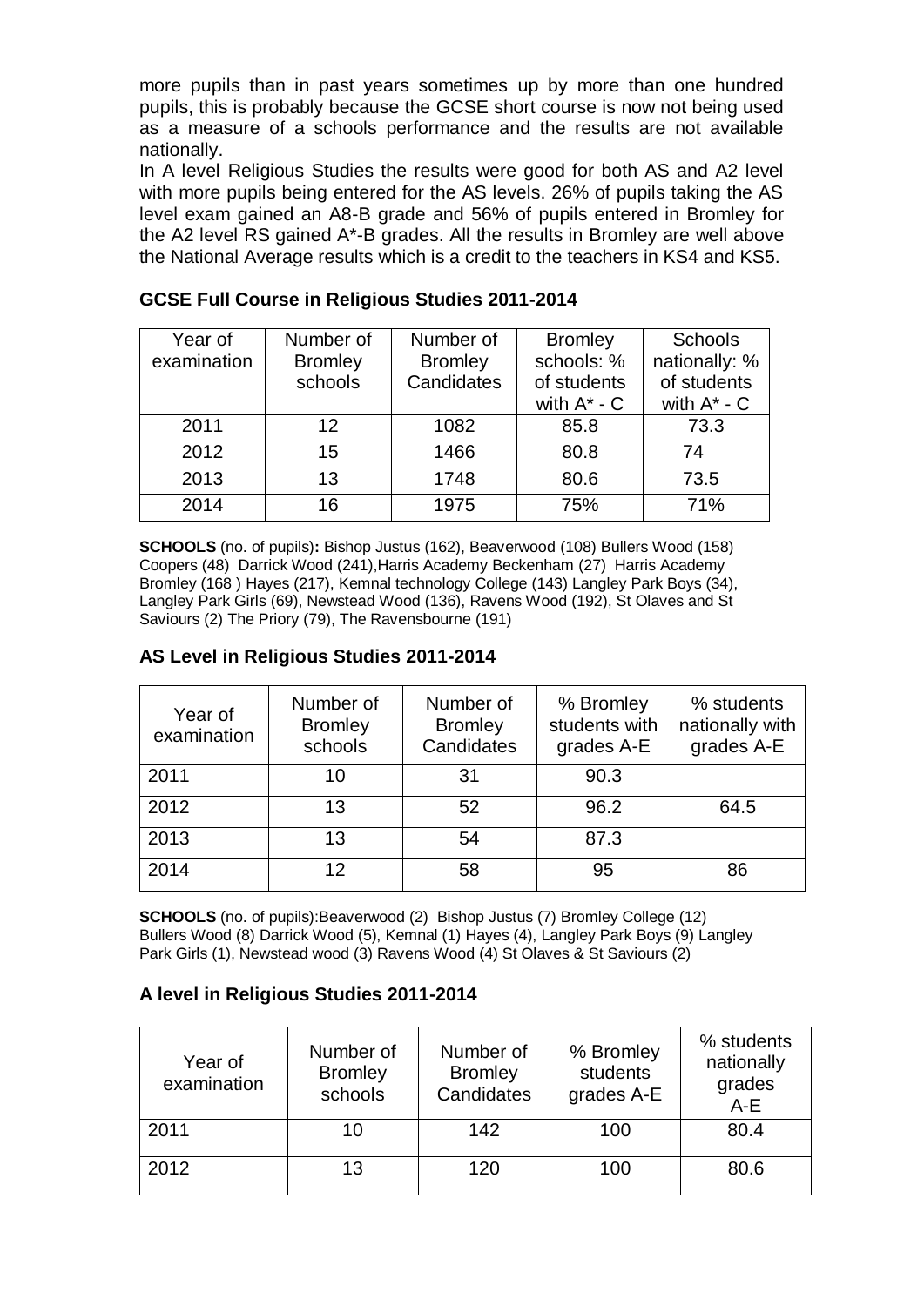more pupils than in past years sometimes up by more than one hundred pupils, this is probably because the GCSE short course is now not being used as a measure of a schools performance and the results are not available nationally.

In A level Religious Studies the results were good for both AS and A2 level with more pupils being entered for the AS levels. 26% of pupils taking the AS level exam gained an A8-B grade and 56% of pupils entered in Bromley for the A2 level RS gained A*-B grades. All the results in Bromley are well above the National Average results which is a credit to the teachers in KS4 and KS5.

### GCSE Full Course in Religious Studies 2011-2014

| Year of examination | Number of Bromley schools | Number of Bromley Candidates | Bromley schools: % of students with A* - C | Schools nationally: % of students with A* - C |
|---|---|---|---|---|
| 2011 | 12 | 1082 | 85.8 | 73.3 |
| 2012 | 15 | 1466 | 80.8 | 74 |
| 2013 | 13 | 1748 | 80.6 | 73.5 |
| 2014 | 16 | 1975 | 75% | 71% |

**SCHOOLS** (no. of pupils)**:** Bishop Justus (162), Beaverwood (108) Bullers Wood (158) Coopers (48) Darrick Wood (241),Harris Academy Beckenham (27) Harris Academy Bromley (168 ) Hayes (217), Kemnal technology College (143) Langley Park Boys (34), Langley Park Girls (69), Newstead Wood (136), Ravens Wood (192), St Olaves and St Saviours (2) The Priory (79), The Ravensbourne (191)

### AS Level in Religious Studies 2011-2014

| Year of examination | Number of Bromley schools | Number of Bromley Candidates | % Bromley students with grades A-E | % students nationally with grades A-E |
|---|---|---|---|---|
| 2011 | 10 | 31 | 90.3 | |
| 2012 | 13 | 52 | 96.2 | 64.5 |
| 2013 | 13 | 54 | 87.3 | |
| 2014 | 12 | 58 | 95 | 86 |

**SCHOOLS** (no. of pupils):Beaverwood (2) Bishop Justus (7) Bromley College (12) Bullers Wood (8) Darrick Wood (5), Kemnal (1) Hayes (4), Langley Park Boys (9) Langley Park Girls (1), Newstead wood (3) Ravens Wood (4) St Olaves & St Saviours (2)

### A level in Religious Studies 2011-2014

| Year of examination | Number of Bromley schools | Number of Bromley Candidates | % Bromley students grades A-E | % students nationally grades A-E |
|---|---|---|---|---|
| 2011 | 10 | 142 | 100 | 80.4 |
| 2012 | 13 | 120 | 100 | 80.6 |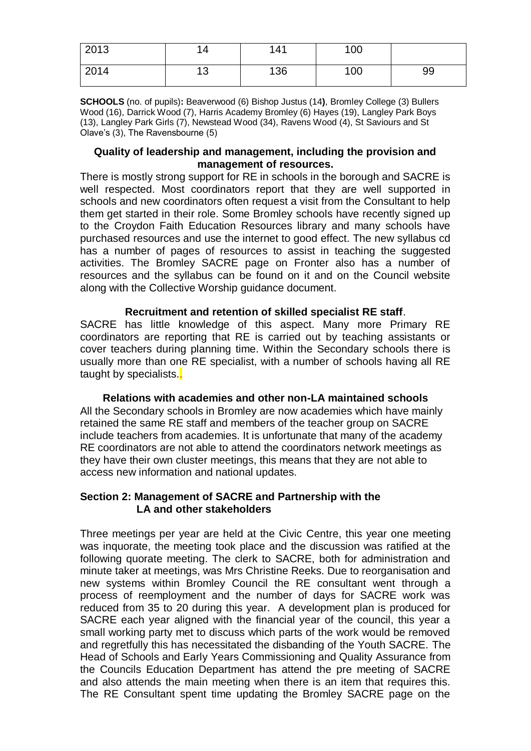| 2013 | 14 | 141 | 100 | |
|---|---|---|---|---|
| 2014 | 13 | 136 | 100 | 99 |

**SCHOOLS** (no. of pupils)**:** Beaverwood (6) Bishop Justus (14**)**, Bromley College (3) Bullers Wood (16), Darrick Wood (7), Harris Academy Bromley (6) Hayes (19), Langley Park Boys (13), Langley Park Girls (7), Newstead Wood (34), Ravens Wood (4), St Saviours and St Olave's (3), The Ravensbourne (5)

**Quality of leadership and management, including the provision and management of resources.**

There is mostly strong support for RE in schools in the borough and SACRE is well respected. Most coordinators report that they are well supported in schools and new coordinators often request a visit from the Consultant to help them get started in their role. Some Bromley schools have recently signed up to the Croydon Faith Education Resources library and many schools have purchased resources and use the internet to good effect. The new syllabus cd has a number of pages of resources to assist in teaching the suggested activities. The Bromley SACRE page on Fronter also has a number of resources and the syllabus can be found on it and on the Council website along with the Collective Worship guidance document.

**Recruitment and retention of skilled specialist RE staff**.

SACRE has little knowledge of this aspect. Many more Primary RE coordinators are reporting that RE is carried out by teaching assistants or cover teachers during planning time. Within the Secondary schools there is usually more than one RE specialist, with a number of schools having all RE taught by specialists..

**Relations with academies and other non-LA maintained schools**

All the Secondary schools in Bromley are now academies which have mainly retained the same RE staff and members of the teacher group on SACRE include teachers from academies. It is unfortunate that many of the academy RE coordinators are not able to attend the coordinators network meetings as they have their own cluster meetings, this means that they are not able to access new information and national updates.

## Section 2: Management of SACRE and Partnership with the LA and other stakeholders

Three meetings per year are held at the Civic Centre, this year one meeting was inquorate, the meeting took place and the discussion was ratified at the following quorate meeting. The clerk to SACRE, both for administration and minute taker at meetings, was Mrs Christine Reeks. Due to reorganisation and new systems within Bromley Council the RE consultant went through a process of reemployment and the number of days for SACRE work was reduced from 35 to 20 during this year. A development plan is produced for SACRE each year aligned with the financial year of the council, this year a small working party met to discuss which parts of the work would be removed and regretfully this has necessitated the disbanding of the Youth SACRE. The Head of Schools and Early Years Commissioning and Quality Assurance from the Councils Education Department has attend the pre meeting of SACRE and also attends the main meeting when there is an item that requires this. The RE Consultant spent time updating the Bromley SACRE page on the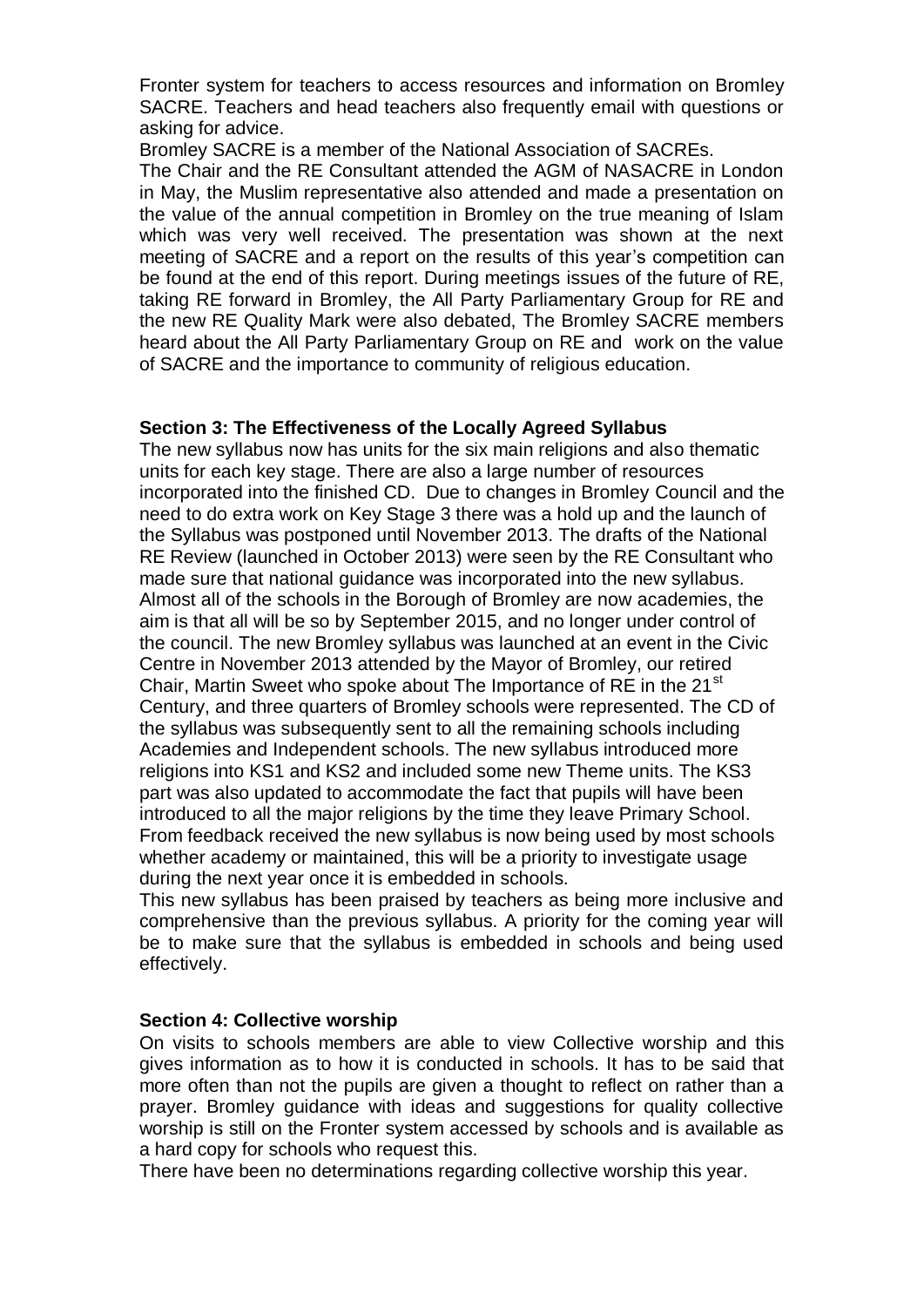Fronter system for teachers to access resources and information on Bromley SACRE. Teachers and head teachers also frequently email with questions or asking for advice.

Bromley SACRE is a member of the National Association of SACREs.

The Chair and the RE Consultant attended the AGM of NASACRE in London in May, the Muslim representative also attended and made a presentation on the value of the annual competition in Bromley on the true meaning of Islam which was very well received. The presentation was shown at the next meeting of SACRE and a report on the results of this year's competition can be found at the end of this report. During meetings issues of the future of RE, taking RE forward in Bromley, the All Party Parliamentary Group for RE and the new RE Quality Mark were also debated, The Bromley SACRE members heard about the All Party Parliamentary Group on RE and work on the value of SACRE and the importance to community of religious education.

**Section 3: The Effectiveness of the Locally Agreed Syllabus**

The new syllabus now has units for the six main religions and also thematic units for each key stage. There are also a large number of resources incorporated into the finished CD. Due to changes in Bromley Council and the need to do extra work on Key Stage 3 there was a hold up and the launch of the Syllabus was postponed until November 2013. The drafts of the National RE Review (launched in October 2013) were seen by the RE Consultant who made sure that national guidance was incorporated into the new syllabus. Almost all of the schools in the Borough of Bromley are now academies, the aim is that all will be so by September 2015, and no longer under control of the council. The new Bromley syllabus was launched at an event in the Civic Centre in November 2013 attended by the Mayor of Bromley, our retired Chair, Martin Sweet who spoke about The Importance of RE in the 21st Century, and three quarters of Bromley schools were represented. The CD of the syllabus was subsequently sent to all the remaining schools including Academies and Independent schools. The new syllabus introduced more religions into KS1 and KS2 and included some new Theme units. The KS3 part was also updated to accommodate the fact that pupils will have been introduced to all the major religions by the time they leave Primary School. From feedback received the new syllabus is now being used by most schools whether academy or maintained, this will be a priority to investigate usage during the next year once it is embedded in schools.

This new syllabus has been praised by teachers as being more inclusive and comprehensive than the previous syllabus. A priority for the coming year will be to make sure that the syllabus is embedded in schools and being used effectively.

**Section 4: Collective worship**

On visits to schools members are able to view Collective worship and this gives information as to how it is conducted in schools. It has to be said that more often than not the pupils are given a thought to reflect on rather than a prayer. Bromley guidance with ideas and suggestions for quality collective worship is still on the Fronter system accessed by schools and is available as a hard copy for schools who request this.

There have been no determinations regarding collective worship this year.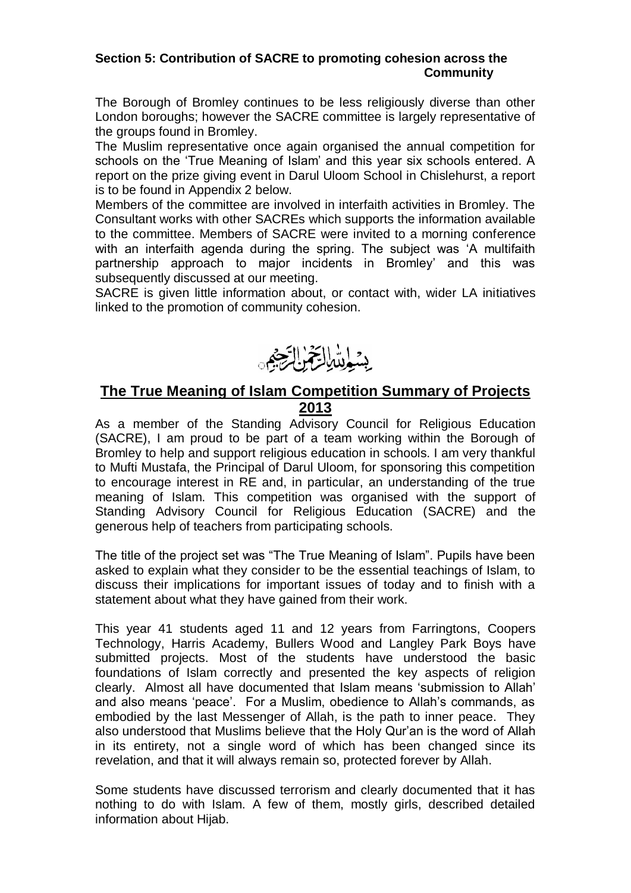### Section 5: Contribution of SACRE to promoting cohesion across the Community

The Borough of Bromley continues to be less religiously diverse than other London boroughs; however the SACRE committee is largely representative of the groups found in Bromley.

The Muslim representative once again organised the annual competition for schools on the 'True Meaning of Islam' and this year six schools entered. A report on the prize giving event in Darul Uloom School in Chislehurst, a report is to be found in Appendix 2 below.

Members of the committee are involved in interfaith activities in Bromley. The Consultant works with other SACREs which supports the information available to the committee. Members of SACRE were invited to a morning conference with an interfaith agenda during the spring. The subject was 'A multifaith partnership approach to major incidents in Bromley' and this was subsequently discussed at our meeting.

SACRE is given little information about, or contact with, wider LA initiatives linked to the promotion of community cohesion.

بِسْمِ اللَّهِ الرَّحْمَنِ الرَّحِيمِ

## The True Meaning of Islam Competition Summary of Projects 2013

As a member of the Standing Advisory Council for Religious Education (SACRE), I am proud to be part of a team working within the Borough of Bromley to help and support religious education in schools. I am very thankful to Mufti Mustafa, the Principal of Darul Uloom, for sponsoring this competition to encourage interest in RE and, in particular, an understanding of the true meaning of Islam. This competition was organised with the support of Standing Advisory Council for Religious Education (SACRE) and the generous help of teachers from participating schools.

The title of the project set was "The True Meaning of Islam". Pupils have been asked to explain what they consider to be the essential teachings of Islam, to discuss their implications for important issues of today and to finish with a statement about what they have gained from their work.

This year 41 students aged 11 and 12 years from Farringtons, Coopers Technology, Harris Academy, Bullers Wood and Langley Park Boys have submitted projects. Most of the students have understood the basic foundations of Islam correctly and presented the key aspects of religion clearly. Almost all have documented that Islam means 'submission to Allah' and also means 'peace'. For a Muslim, obedience to Allah's commands, as embodied by the last Messenger of Allah, is the path to inner peace. They also understood that Muslims believe that the Holy Qur'an is the word of Allah in its entirety, not a single word of which has been changed since its revelation, and that it will always remain so, protected forever by Allah.

Some students have discussed terrorism and clearly documented that it has nothing to do with Islam. A few of them, mostly girls, described detailed information about Hijab.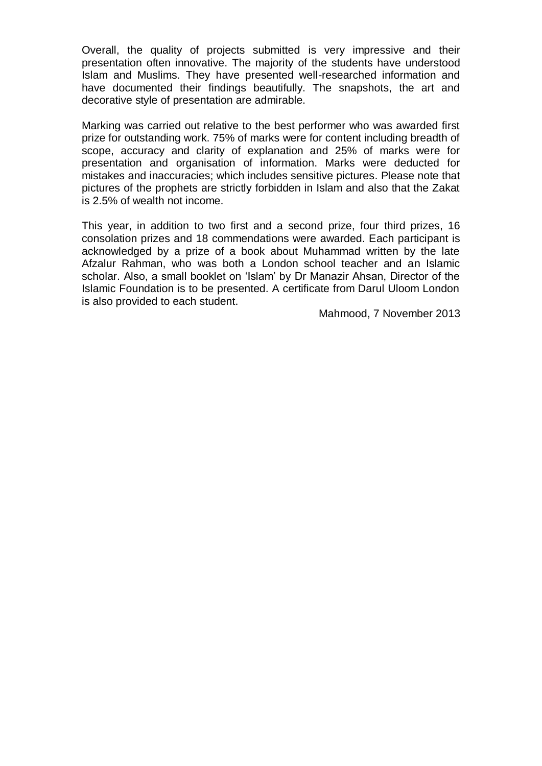Overall, the quality of projects submitted is very impressive and their presentation often innovative. The majority of the students have understood Islam and Muslims. They have presented well-researched information and have documented their findings beautifully. The snapshots, the art and decorative style of presentation are admirable.

Marking was carried out relative to the best performer who was awarded first prize for outstanding work. 75% of marks were for content including breadth of scope, accuracy and clarity of explanation and 25% of marks were for presentation and organisation of information. Marks were deducted for mistakes and inaccuracies; which includes sensitive pictures. Please note that pictures of the prophets are strictly forbidden in Islam and also that the Zakat is 2.5% of wealth not income.

This year, in addition to two first and a second prize, four third prizes, 16 consolation prizes and 18 commendations were awarded. Each participant is acknowledged by a prize of a book about Muhammad written by the late Afzalur Rahman, who was both a London school teacher and an Islamic scholar. Also, a small booklet on 'Islam' by Dr Manazir Ahsan, Director of the Islamic Foundation is to be presented. A certificate from Darul Uloom London is also provided to each student.

Mahmood, 7 November 2013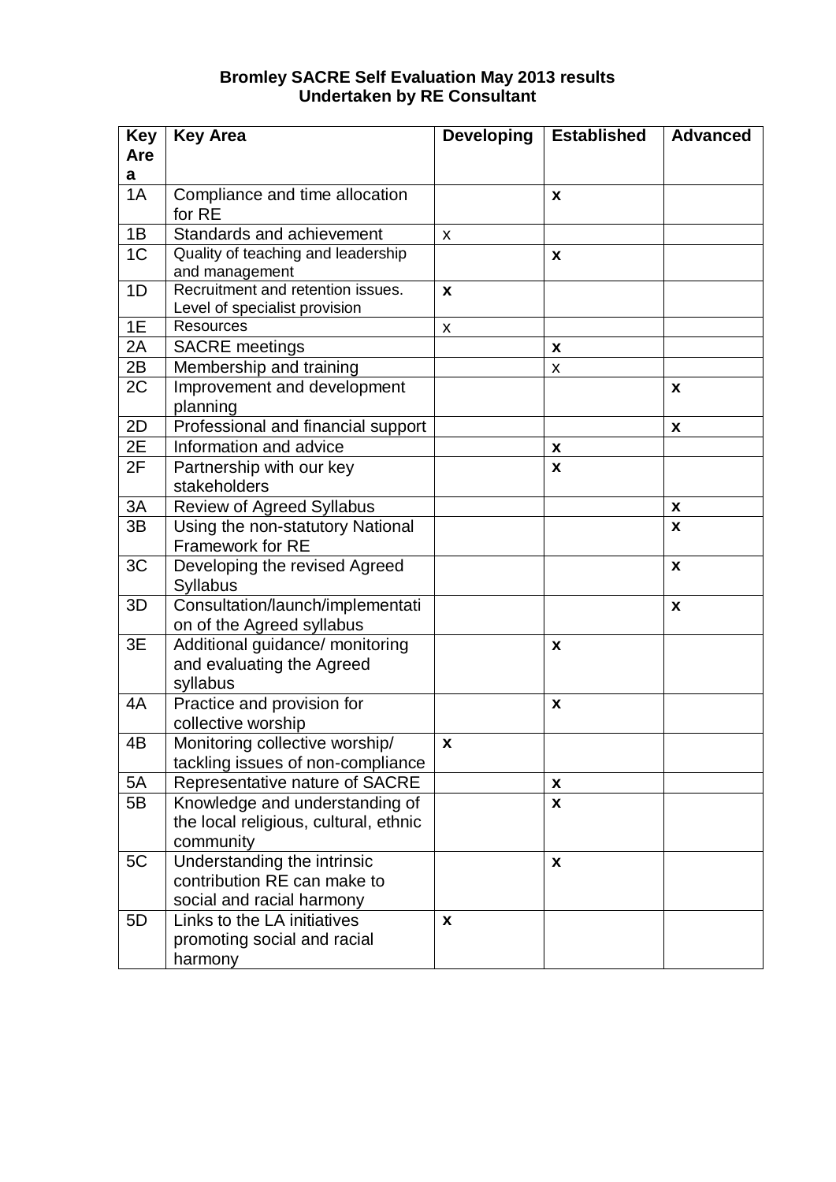**Bromley SACRE Self Evaluation May 2013 results**
**Undertaken by RE Consultant**

| Key Area | Key Area | Developing | Established | Advanced |
|---|---|---|---|---|
| 1A | Compliance and time allocation for RE | | x | |
| 1B | Standards and achievement | x | | |
| 1C | Quality of teaching and leadership and management | | x | |
| 1D | Recruitment and retention issues. Level of specialist provision | x | | |
| 1E | Resources | x | | |
| 2A | SACRE meetings | | x | |
| 2B | Membership and training | | x | |
| 2C | Improvement and development planning | | | x |
| 2D | Professional and financial support | | | x |
| 2E | Information and advice | | x | |
| 2F | Partnership with our key stakeholders | | x | |
| 3A | Review of Agreed Syllabus | | | x |
| 3B | Using the non-statutory National Framework for RE | | | x |
| 3C | Developing the revised Agreed Syllabus | | | x |
| 3D | Consultation/launch/implementation of the Agreed syllabus | | | x |
| 3E | Additional guidance/ monitoring and evaluating the Agreed syllabus | | x | |
| 4A | Practice and provision for collective worship | | x | |
| 4B | Monitoring collective worship/ tackling issues of non-compliance | x | | |
| 5A | Representative nature of SACRE | | x | |
| 5B | Knowledge and understanding of the local religious, cultural, ethnic community | | x | |
| 5C | Understanding the intrinsic contribution RE can make to social and racial harmony | | x | |
| 5D | Links to the LA initiatives promoting social and racial harmony | x | | |